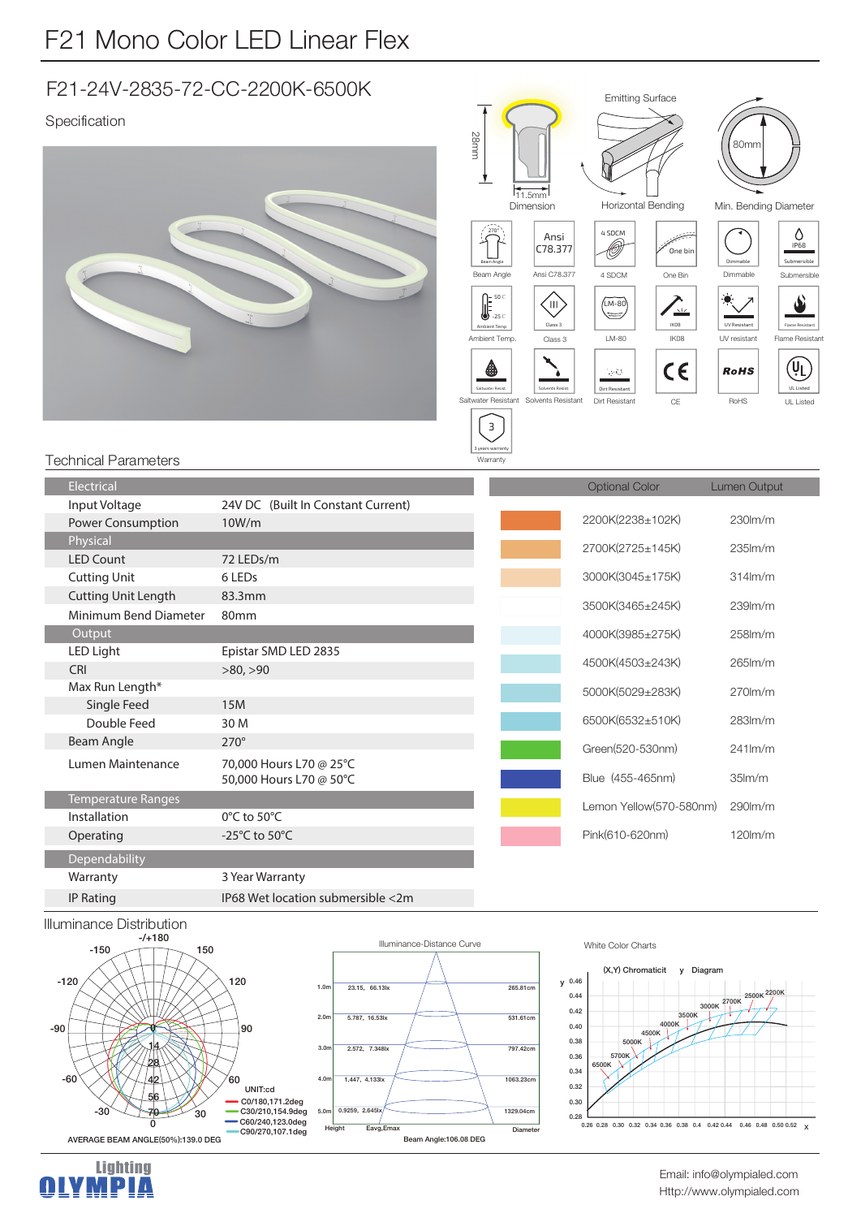# F21 Mono Color LED Linear Flex

## F21-24V-2835-72-CC-2200K-6500K

Specification

Dimension: 28mm × 11.5mm

Emitting Surface

Horizontal Bending

Min. Bending Diameter: 80mm

Beam Angle 270° | Ansi C78.377 | 4 SDCM | One Bin | Dimmable | Submersible (IP68)

Ambient Temp. (50°C / -25°C) | Class 3 | LM-80 | IK08 | UV resistant | Flame Resistant

Saltwater Resistant | Solvents Resistant | Dirt Resistant | CE | RoHS | UL Listed

Warranty (3 years warranty)

## Technical Parameters

| Electrical | |
|---|---|
| Input Voltage | 24V DC (Built In Constant Current) |
| Power Consumption | 10W/m |
| **Physical** | |
| LED Count | 72 LEDs/m |
| Cutting Unit | 6 LEDs |
| Cutting Unit Length | 83.3mm |
| Minimum Bend Diameter | 80mm |
| **Output** | |
| LED Light | Epistar SMD LED 2835 |
| CRI | >80, >90 |
| Max Run Length* | |
| Single Feed | 15M |
| Double Feed | 30 M |
| Beam Angle | 270° |
| Lumen Maintenance | 70,000 Hours L70 @ 25°C<br>50,000 Hours L70 @ 50°C |
| **Temperature Ranges** | |
| Installation | 0°C to 50°C |
| Operating | -25°C to 50°C |
| **Dependability** | |
| Warranty | 3 Year Warranty |
| IP Rating | IP68 Wet location submersible <2m |

| Optional Color | Lumen Output |
|---|---|
| 2200K(2238±102K) | 230lm/m |
| 2700K(2725±145K) | 235lm/m |
| 3000K(3045±175K) | 314lm/m |
| 3500K(3465±245K) | 239lm/m |
| 4000K(3985±275K) | 258lm/m |
| 4500K(4503±243K) | 265lm/m |
| 5000K(5029±283K) | 270lm/m |
| 6500K(6532±510K) | 283lm/m |
| Green(520-530nm) | 241lm/m |
| Blue (455-465nm) | 35lm/m |
| Lemon Yellow(570-580nm) | 290lm/m |
| Pink(610-620nm) | 120lm/m |

## Illuminance Distribution

UNIT:cd
- C0/180,171.2deg
- C30/210,154.9deg
- C60/240,123.0deg
- C90/270,107.1deg

AVERAGE BEAM ANGLE(50%):139.0 DEG

Illuminance-Distance Curve

| Height | Eavg,Emax | Diameter |
|---|---|---|
| 1.0m | 23.15, 66.13lx | 265.81cm |
| 2.0m | 5.787, 16.53lx | 531.61cm |
| 3.0m | 2.572, 7.348lx | 797.42cm |
| 4.0m | 1.447, 4.133lx | 1063.23cm |
| 5.0m | 0.9259, 2.645lx | 1329.04cm |

Beam Angle:106.08 DEG

White Color Charts

(X,Y) Chromaticit y Diagram

Email: info@olympialed.com
Http://www.olympialed.com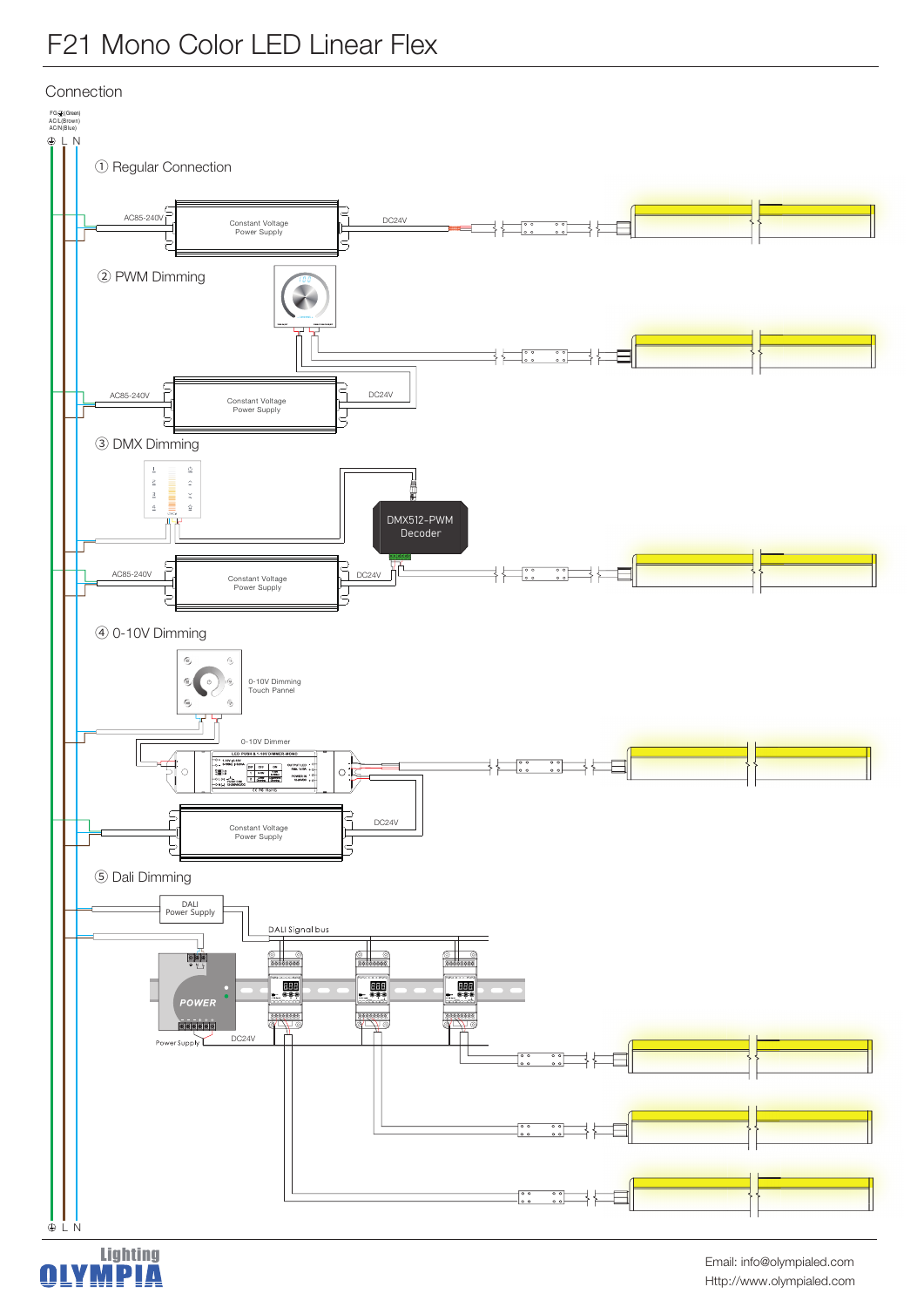# F21 Mono Color LED Linear Flex

## Connection

FG⏚(Green)
AC/L(Brown)
AC/N(Blue)

⏚ L N

① Regular Connection

AC85-240V

Constant Voltage
Power Supply

DC24V

② PWM Dimming

AC85-240V

Constant Voltage
Power Supply

DC24V

③ DMX Dimming

DMX512-PWM
Decoder

AC85-240V

Constant Voltage
Power Supply

DC24V

④ 0-10V Dimming

0-10V Dimming
Touch Pannel

0-10V Dimmer

Constant Voltage
Power Supply

DC24V

⑤ Dali Dimming

DALI
Power Supply

DALI Signal bus

POWER

Power Supply

DC24V

⏚ L N

Email: info@olympialed.com
Http://www.olympialed.com